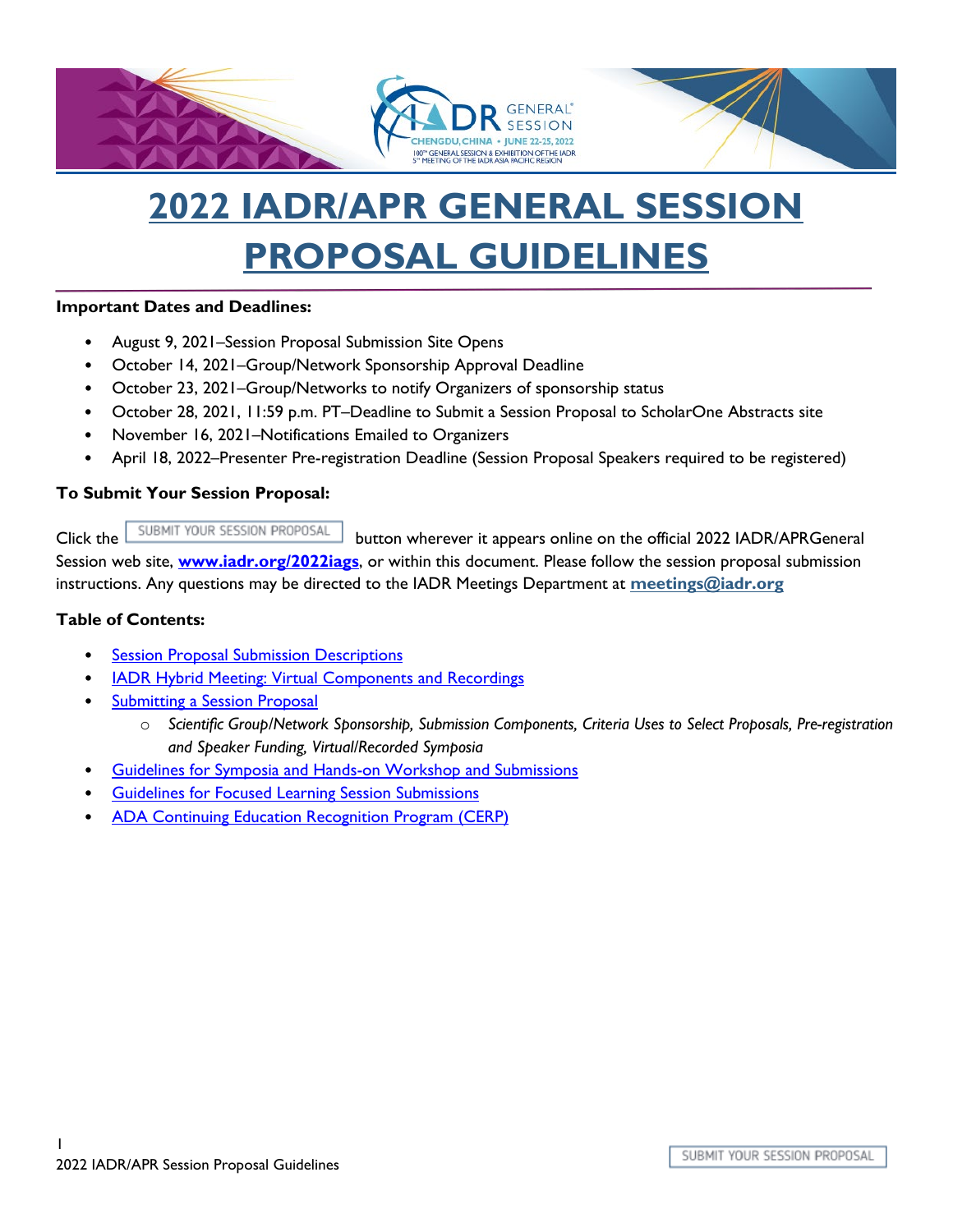# 2022 IADR/APR GENERAL SESSION PROPOSAL GUIDELINES

**Important Dates and Deadlines:**

- August 9, 2021–Session Proposal Submission Site Opens
- October 14, 2021–Group/Network Sponsorship Approval Deadline
- October 23, 2021–Group/Networks to notify Organizers of sponsorship status
- October 28, 2021, 11:59 p.m. PT–Deadline to Submit a Session Proposal to ScholarOne Abstracts site
- November 16, 2021–Notifications Emailed to Organizers
- April 18, 2022–Presenter Pre-registration Deadline (Session Proposal Speakers required to be registered)

**To Submit Your Session Proposal:**

Click the SUBMIT YOUR SESSION PROPOSAL button wherever it appears online on the official 2022 IADR/APRGeneral Session web site, **www.iadr.org/2022iags**, or within this document. Please follow the session proposal submission instructions. Any questions may be directed to the IADR Meetings Department at **meetings@iadr.org**

**Table of Contents:**

- Session Proposal Submission Descriptions
- IADR Hybrid Meeting: Virtual Components and Recordings
- Submitting a Session Proposal
  - *Scientific Group/Network Sponsorship, Submission Components, Criteria Uses to Select Proposals, Pre-registration and Speaker Funding, Virtual/Recorded Symposia*
- Guidelines for Symposia and Hands-on Workshop and Submissions
- Guidelines for Focused Learning Session Submissions
- ADA Continuing Education Recognition Program (CERP)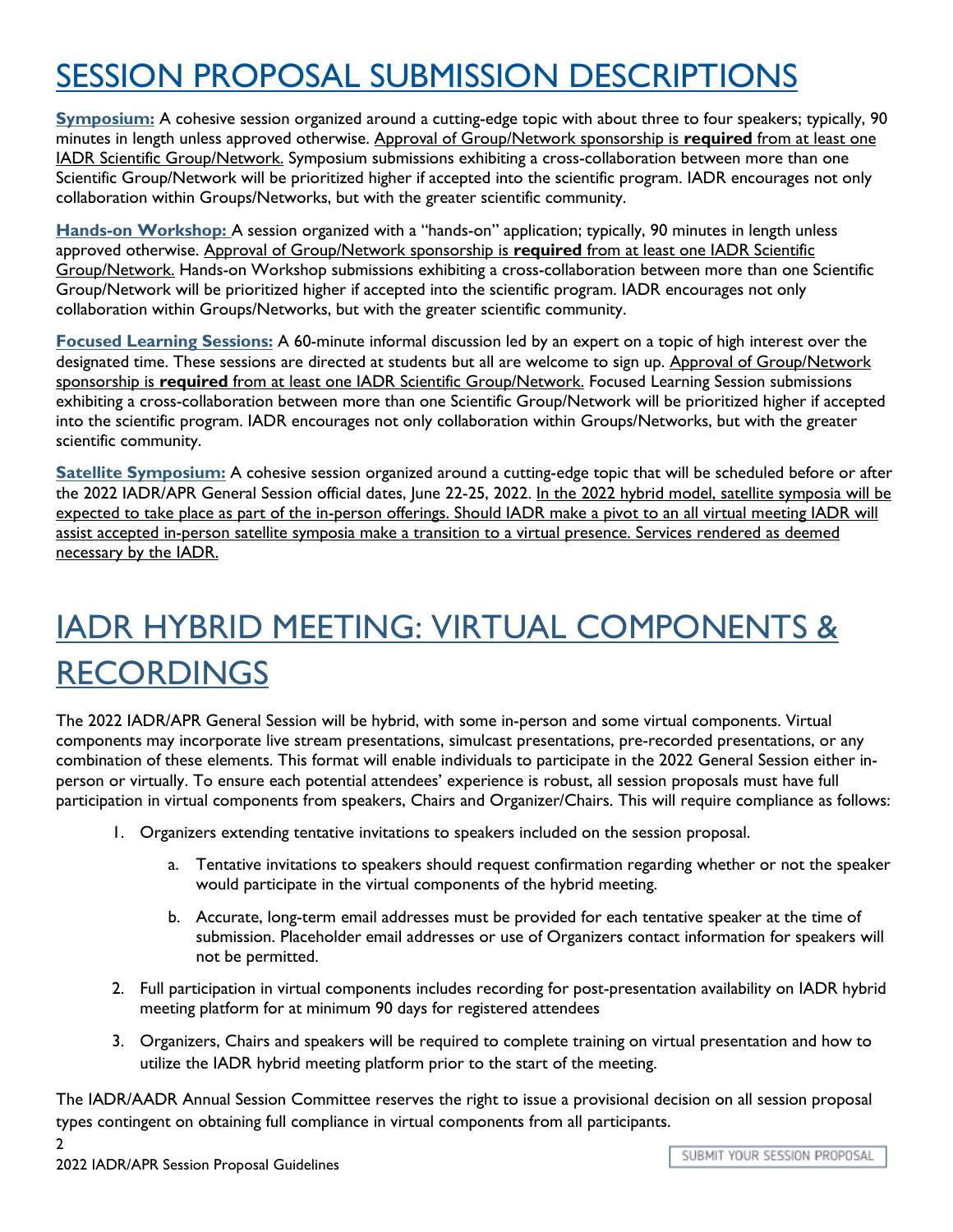# SESSION PROPOSAL SUBMISSION DESCRIPTIONS

**Symposium:** A cohesive session organized around a cutting-edge topic with about three to four speakers; typically, 90 minutes in length unless approved otherwise. Approval of Group/Network sponsorship is **required** from at least one IADR Scientific Group/Network. Symposium submissions exhibiting a cross-collaboration between more than one Scientific Group/Network will be prioritized higher if accepted into the scientific program. IADR encourages not only collaboration within Groups/Networks, but with the greater scientific community.

**Hands-on Workshop:** A session organized with a "hands-on" application; typically, 90 minutes in length unless approved otherwise. Approval of Group/Network sponsorship is **required** from at least one IADR Scientific Group/Network. Hands-on Workshop submissions exhibiting a cross-collaboration between more than one Scientific Group/Network will be prioritized higher if accepted into the scientific program. IADR encourages not only collaboration within Groups/Networks, but with the greater scientific community.

**Focused Learning Sessions:** A 60-minute informal discussion led by an expert on a topic of high interest over the designated time. These sessions are directed at students but all are welcome to sign up. Approval of Group/Network sponsorship is **required** from at least one IADR Scientific Group/Network. Focused Learning Session submissions exhibiting a cross-collaboration between more than one Scientific Group/Network will be prioritized higher if accepted into the scientific program. IADR encourages not only collaboration within Groups/Networks, but with the greater scientific community.

**Satellite Symposium:** A cohesive session organized around a cutting-edge topic that will be scheduled before or after the 2022 IADR/APR General Session official dates, June 22-25, 2022. In the 2022 hybrid model, satellite symposia will be expected to take place as part of the in-person offerings. Should IADR make a pivot to an all virtual meeting IADR will assist accepted in-person satellite symposia make a transition to a virtual presence. Services rendered as deemed necessary by the IADR.

# IADR HYBRID MEETING: VIRTUAL COMPONENTS & RECORDINGS

The 2022 IADR/APR General Session will be hybrid, with some in-person and some virtual components. Virtual components may incorporate live stream presentations, simulcast presentations, pre-recorded presentations, or any combination of these elements. This format will enable individuals to participate in the 2022 General Session either in-person or virtually. To ensure each potential attendees' experience is robust, all session proposals must have full participation in virtual components from speakers, Chairs and Organizer/Chairs. This will require compliance as follows:

1. Organizers extending tentative invitations to speakers included on the session proposal.
   a. Tentative invitations to speakers should request confirmation regarding whether or not the speaker would participate in the virtual components of the hybrid meeting.
   b. Accurate, long-term email addresses must be provided for each tentative speaker at the time of submission. Placeholder email addresses or use of Organizers contact information for speakers will not be permitted.
2. Full participation in virtual components includes recording for post-presentation availability on IADR hybrid meeting platform for at minimum 90 days for registered attendees
3. Organizers, Chairs and speakers will be required to complete training on virtual presentation and how to utilize the IADR hybrid meeting platform prior to the start of the meeting.

The IADR/AADR Annual Session Committee reserves the right to issue a provisional decision on all session proposal types contingent on obtaining full compliance in virtual components from all participants.

SUBMIT YOUR SESSION PROPOSAL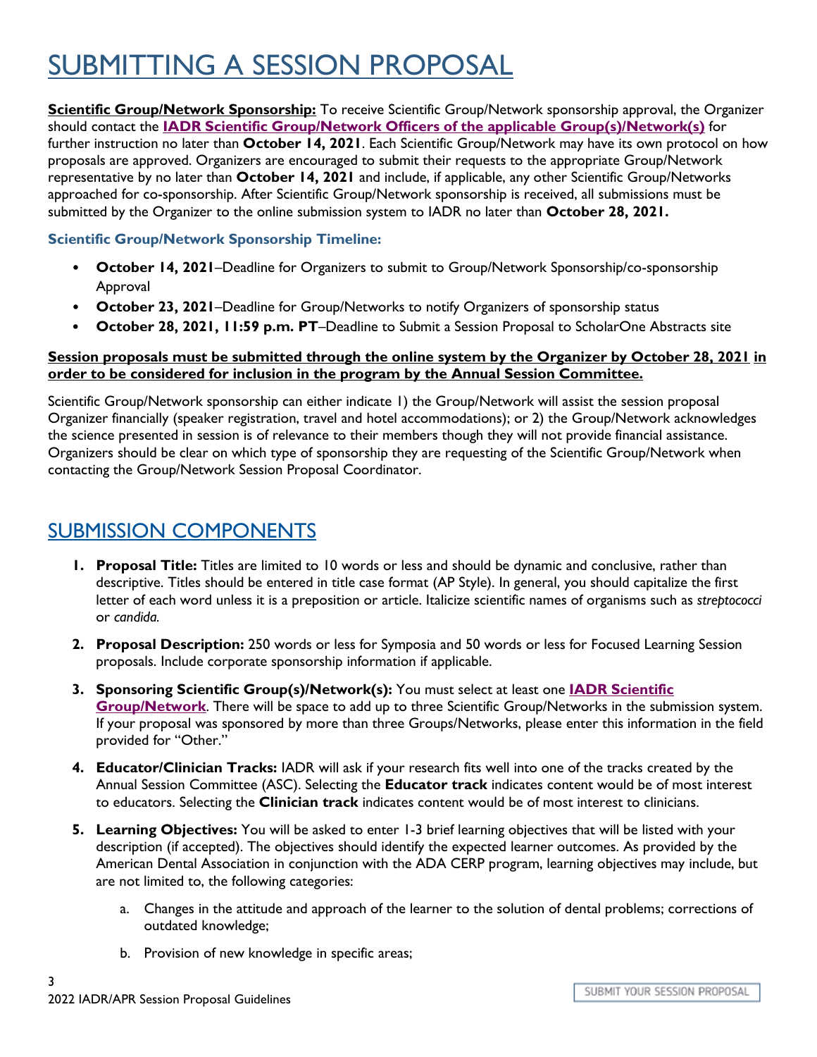# SUBMITTING A SESSION PROPOSAL

**Scientific Group/Network Sponsorship:** To receive Scientific Group/Network sponsorship approval, the Organizer should contact the **IADR Scientific Group/Network Officers of the applicable Group(s)/Network(s)** for further instruction no later than **October 14, 2021**. Each Scientific Group/Network may have its own protocol on how proposals are approved. Organizers are encouraged to submit their requests to the appropriate Group/Network representative by no later than **October 14, 2021** and include, if applicable, any other Scientific Group/Networks approached for co-sponsorship. After Scientific Group/Network sponsorship is received, all submissions must be submitted by the Organizer to the online submission system to IADR no later than **October 28, 2021.**

### Scientific Group/Network Sponsorship Timeline:

- **October 14, 2021**–Deadline for Organizers to submit to Group/Network Sponsorship/co-sponsorship Approval
- **October 23, 2021**–Deadline for Group/Networks to notify Organizers of sponsorship status
- **October 28, 2021, 11:59 p.m. PT**–Deadline to Submit a Session Proposal to ScholarOne Abstracts site

**Session proposals must be submitted through the online system by the Organizer by October 28, 2021 in order to be considered for inclusion in the program by the Annual Session Committee.**

Scientific Group/Network sponsorship can either indicate 1) the Group/Network will assist the session proposal Organizer financially (speaker registration, travel and hotel accommodations); or 2) the Group/Network acknowledges the science presented in session is of relevance to their members though they will not provide financial assistance. Organizers should be clear on which type of sponsorship they are requesting of the Scientific Group/Network when contacting the Group/Network Session Proposal Coordinator.

## SUBMISSION COMPONENTS

1. **Proposal Title:** Titles are limited to 10 words or less and should be dynamic and conclusive, rather than descriptive. Titles should be entered in title case format (AP Style). In general, you should capitalize the first letter of each word unless it is a preposition or article. Italicize scientific names of organisms such as *streptococci* or *candida.*
2. **Proposal Description:** 250 words or less for Symposia and 50 words or less for Focused Learning Session proposals. Include corporate sponsorship information if applicable.
3. **Sponsoring Scientific Group(s)/Network(s):** You must select at least one **IADR Scientific Group/Network**. There will be space to add up to three Scientific Group/Networks in the submission system. If your proposal was sponsored by more than three Groups/Networks, please enter this information in the field provided for "Other."
4. **Educator/Clinician Tracks:** IADR will ask if your research fits well into one of the tracks created by the Annual Session Committee (ASC). Selecting the **Educator track** indicates content would be of most interest to educators. Selecting the **Clinician track** indicates content would be of most interest to clinicians.
5. **Learning Objectives:** You will be asked to enter 1-3 brief learning objectives that will be listed with your description (if accepted). The objectives should identify the expected learner outcomes. As provided by the American Dental Association in conjunction with the ADA CERP program, learning objectives may include, but are not limited to, the following categories:
   a. Changes in the attitude and approach of the learner to the solution of dental problems; corrections of outdated knowledge;
   b. Provision of new knowledge in specific areas;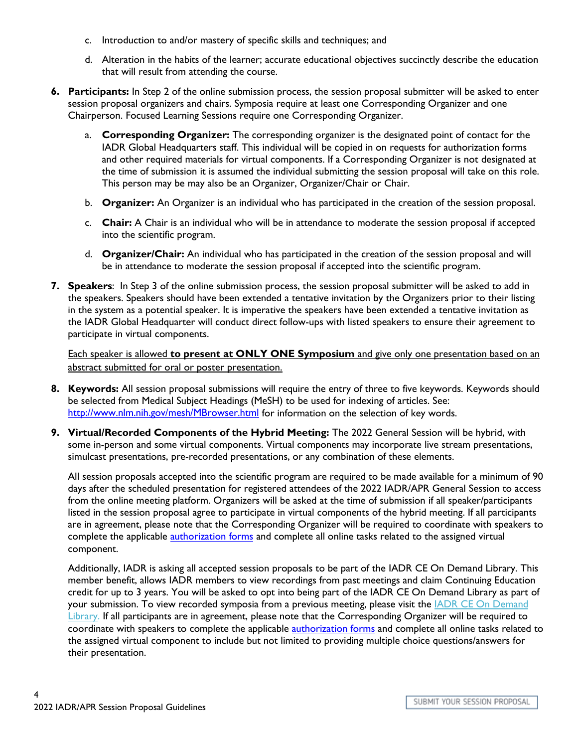c. Introduction to and/or mastery of specific skills and techniques; and

d. Alteration in the habits of the learner; accurate educational objectives succinctly describe the education that will result from attending the course.

6. **Participants:** In Step 2 of the online submission process, the session proposal submitter will be asked to enter session proposal organizers and chairs. Symposia require at least one Corresponding Organizer and one Chairperson. Focused Learning Sessions require one Corresponding Organizer.

   a. **Corresponding Organizer:** The corresponding organizer is the designated point of contact for the IADR Global Headquarters staff. This individual will be copied in on requests for authorization forms and other required materials for virtual components. If a Corresponding Organizer is not designated at the time of submission it is assumed the individual submitting the session proposal will take on this role. This person may be may also be an Organizer, Organizer/Chair or Chair.

   b. **Organizer:** An Organizer is an individual who has participated in the creation of the session proposal.

   c. **Chair:** A Chair is an individual who will be in attendance to moderate the session proposal if accepted into the scientific program.

   d. **Organizer/Chair:** An individual who has participated in the creation of the session proposal and will be in attendance to moderate the session proposal if accepted into the scientific program.

7. **Speakers**: In Step 3 of the online submission process, the session proposal submitter will be asked to add in the speakers. Speakers should have been extended a tentative invitation by the Organizers prior to their listing in the system as a potential speaker. It is imperative the speakers have been extended a tentative invitation as the IADR Global Headquarter will conduct direct follow-ups with listed speakers to ensure their agreement to participate in virtual components.

   Each speaker is allowed **to present at ONLY ONE Symposium** and give only one presentation based on an abstract submitted for oral or poster presentation.

8. **Keywords:** All session proposal submissions will require the entry of three to five keywords. Keywords should be selected from Medical Subject Headings (MeSH) to be used for indexing of articles. See: http://www.nlm.nih.gov/mesh/MBrowser.html for information on the selection of key words.

9. **Virtual/Recorded Components of the Hybrid Meeting:** The 2022 General Session will be hybrid, with some in-person and some virtual components. Virtual components may incorporate live stream presentations, simulcast presentations, pre-recorded presentations, or any combination of these elements.

   All session proposals accepted into the scientific program are required to be made available for a minimum of 90 days after the scheduled presentation for registered attendees of the 2022 IADR/APR General Session to access from the online meeting platform. Organizers will be asked at the time of submission if all speaker/participants listed in the session proposal agree to participate in virtual components of the hybrid meeting. If all participants are in agreement, please note that the Corresponding Organizer will be required to coordinate with speakers to complete the applicable authorization forms and complete all online tasks related to the assigned virtual component.

   Additionally, IADR is asking all accepted session proposals to be part of the IADR CE On Demand Library. This member benefit, allows IADR members to view recordings from past meetings and claim Continuing Education credit for up to 3 years. You will be asked to opt into being part of the IADR CE On Demand Library as part of your submission. To view recorded symposia from a previous meeting, please visit the IADR CE On Demand Library. If all participants are in agreement, please note that the Corresponding Organizer will be required to coordinate with speakers to complete the applicable authorization forms and complete all online tasks related to the assigned virtual component to include but not limited to providing multiple choice questions/answers for their presentation.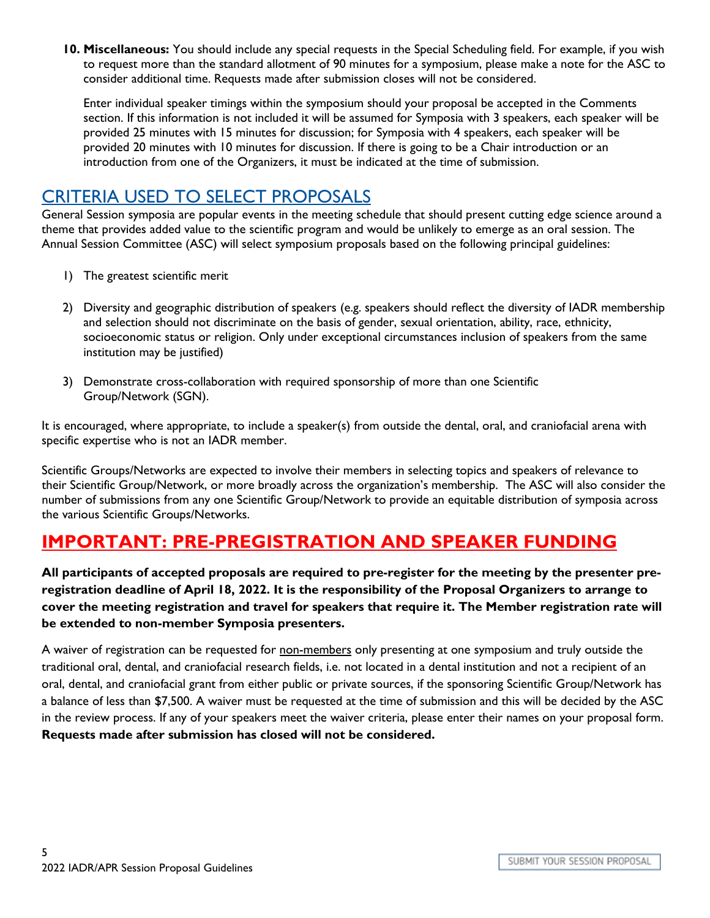10. **Miscellaneous:** You should include any special requests in the Special Scheduling field. For example, if you wish to request more than the standard allotment of 90 minutes for a symposium, please make a note for the ASC to consider additional time. Requests made after submission closes will not be considered.

    Enter individual speaker timings within the symposium should your proposal be accepted in the Comments section. If this information is not included it will be assumed for Symposia with 3 speakers, each speaker will be provided 25 minutes with 15 minutes for discussion; for Symposia with 4 speakers, each speaker will be provided 20 minutes with 10 minutes for discussion. If there is going to be a Chair introduction or an introduction from one of the Organizers, it must be indicated at the time of submission.

## CRITERIA USED TO SELECT PROPOSALS

General Session symposia are popular events in the meeting schedule that should present cutting edge science around a theme that provides added value to the scientific program and would be unlikely to emerge as an oral session. The Annual Session Committee (ASC) will select symposium proposals based on the following principal guidelines:

1) The greatest scientific merit

2) Diversity and geographic distribution of speakers (e.g. speakers should reflect the diversity of IADR membership and selection should not discriminate on the basis of gender, sexual orientation, ability, race, ethnicity, socioeconomic status or religion. Only under exceptional circumstances inclusion of speakers from the same institution may be justified)

3) Demonstrate cross-collaboration with required sponsorship of more than one Scientific Group/Network (SGN).

It is encouraged, where appropriate, to include a speaker(s) from outside the dental, oral, and craniofacial arena with specific expertise who is not an IADR member.

Scientific Groups/Networks are expected to involve their members in selecting topics and speakers of relevance to their Scientific Group/Network, or more broadly across the organization's membership. The ASC will also consider the number of submissions from any one Scientific Group/Network to provide an equitable distribution of symposia across the various Scientific Groups/Networks.

## IMPORTANT: PRE-PREGISTRATION AND SPEAKER FUNDING

**All participants of accepted proposals are required to pre-register for the meeting by the presenter pre-registration deadline of April 18, 2022. It is the responsibility of the Proposal Organizers to arrange to cover the meeting registration and travel for speakers that require it. The Member registration rate will be extended to non-member Symposia presenters.**

A waiver of registration can be requested for non-members only presenting at one symposium and truly outside the traditional oral, dental, and craniofacial research fields, i.e. not located in a dental institution and not a recipient of an oral, dental, and craniofacial grant from either public or private sources, if the sponsoring Scientific Group/Network has a balance of less than $7,500. A waiver must be requested at the time of submission and this will be decided by the ASC in the review process. If any of your speakers meet the waiver criteria, please enter their names on your proposal form. **Requests made after submission has closed will not be considered.**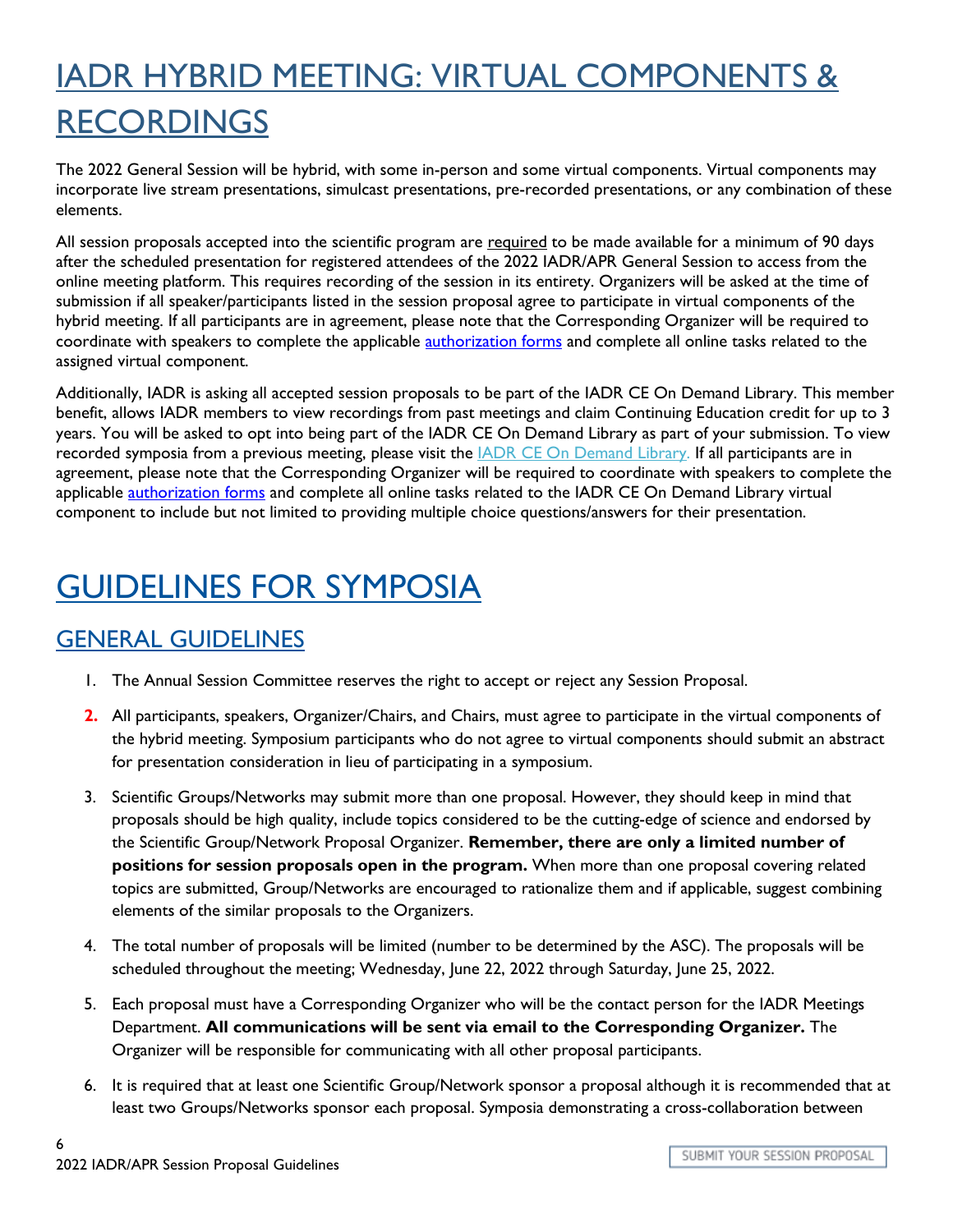# IADR HYBRID MEETING: VIRTUAL COMPONENTS & RECORDINGS

The 2022 General Session will be hybrid, with some in-person and some virtual components. Virtual components may incorporate live stream presentations, simulcast presentations, pre-recorded presentations, or any combination of these elements.

All session proposals accepted into the scientific program are required to be made available for a minimum of 90 days after the scheduled presentation for registered attendees of the 2022 IADR/APR General Session to access from the online meeting platform. This requires recording of the session in its entirety. Organizers will be asked at the time of submission if all speaker/participants listed in the session proposal agree to participate in virtual components of the hybrid meeting. If all participants are in agreement, please note that the Corresponding Organizer will be required to coordinate with speakers to complete the applicable authorization forms and complete all online tasks related to the assigned virtual component.

Additionally, IADR is asking all accepted session proposals to be part of the IADR CE On Demand Library. This member benefit, allows IADR members to view recordings from past meetings and claim Continuing Education credit for up to 3 years. You will be asked to opt into being part of the IADR CE On Demand Library as part of your submission. To view recorded symposia from a previous meeting, please visit the IADR CE On Demand Library. If all participants are in agreement, please note that the Corresponding Organizer will be required to coordinate with speakers to complete the applicable authorization forms and complete all online tasks related to the IADR CE On Demand Library virtual component to include but not limited to providing multiple choice questions/answers for their presentation.

# GUIDELINES FOR SYMPOSIA

## GENERAL GUIDELINES

1. The Annual Session Committee reserves the right to accept or reject any Session Proposal.
2. All participants, speakers, Organizer/Chairs, and Chairs, must agree to participate in the virtual components of the hybrid meeting. Symposium participants who do not agree to virtual components should submit an abstract for presentation consideration in lieu of participating in a symposium.
3. Scientific Groups/Networks may submit more than one proposal. However, they should keep in mind that proposals should be high quality, include topics considered to be the cutting-edge of science and endorsed by the Scientific Group/Network Proposal Organizer. **Remember, there are only a limited number of positions for session proposals open in the program.** When more than one proposal covering related topics are submitted, Group/Networks are encouraged to rationalize them and if applicable, suggest combining elements of the similar proposals to the Organizers.
4. The total number of proposals will be limited (number to be determined by the ASC). The proposals will be scheduled throughout the meeting; Wednesday, June 22, 2022 through Saturday, June 25, 2022.
5. Each proposal must have a Corresponding Organizer who will be the contact person for the IADR Meetings Department. **All communications will be sent via email to the Corresponding Organizer.** The Organizer will be responsible for communicating with all other proposal participants.
6. It is required that at least one Scientific Group/Network sponsor a proposal although it is recommended that at least two Groups/Networks sponsor each proposal. Symposia demonstrating a cross-collaboration between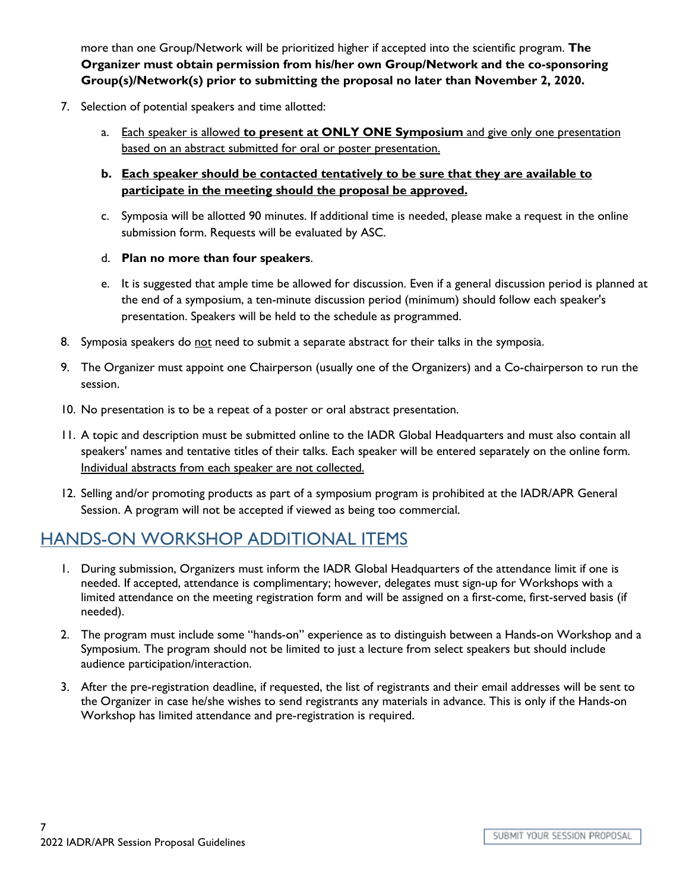more than one Group/Network will be prioritized higher if accepted into the scientific program. **The Organizer must obtain permission from his/her own Group/Network and the co-sponsoring Group(s)/Network(s) prior to submitting the proposal no later than November 2, 2020.**

7. Selection of potential speakers and time allotted:

   a. Each speaker is allowed **to present at ONLY ONE Symposium** and give only one presentation based on an abstract submitted for oral or poster presentation.

   b. **Each speaker should be contacted tentatively to be sure that they are available to participate in the meeting should the proposal be approved.**

   c. Symposia will be allotted 90 minutes. If additional time is needed, please make a request in the online submission form. Requests will be evaluated by ASC.

   d. **Plan no more than four speakers**.

   e. It is suggested that ample time be allowed for discussion. Even if a general discussion period is planned at the end of a symposium, a ten-minute discussion period (minimum) should follow each speaker's presentation. Speakers will be held to the schedule as programmed.

8. Symposia speakers do not need to submit a separate abstract for their talks in the symposia.

9. The Organizer must appoint one Chairperson (usually one of the Organizers) and a Co-chairperson to run the session.

10. No presentation is to be a repeat of a poster or oral abstract presentation.

11. A topic and description must be submitted online to the IADR Global Headquarters and must also contain all speakers' names and tentative titles of their talks. Each speaker will be entered separately on the online form. Individual abstracts from each speaker are not collected.

12. Selling and/or promoting products as part of a symposium program is prohibited at the IADR/APR General Session. A program will not be accepted if viewed as being too commercial.

## HANDS-ON WORKSHOP ADDITIONAL ITEMS

1. During submission, Organizers must inform the IADR Global Headquarters of the attendance limit if one is needed. If accepted, attendance is complimentary; however, delegates must sign-up for Workshops with a limited attendance on the meeting registration form and will be assigned on a first-come, first-served basis (if needed).

2. The program must include some "hands-on" experience as to distinguish between a Hands-on Workshop and a Symposium. The program should not be limited to just a lecture from select speakers but should include audience participation/interaction.

3. After the pre-registration deadline, if requested, the list of registrants and their email addresses will be sent to the Organizer in case he/she wishes to send registrants any materials in advance. This is only if the Hands-on Workshop has limited attendance and pre-registration is required.

SUBMIT YOUR SESSION PROPOSAL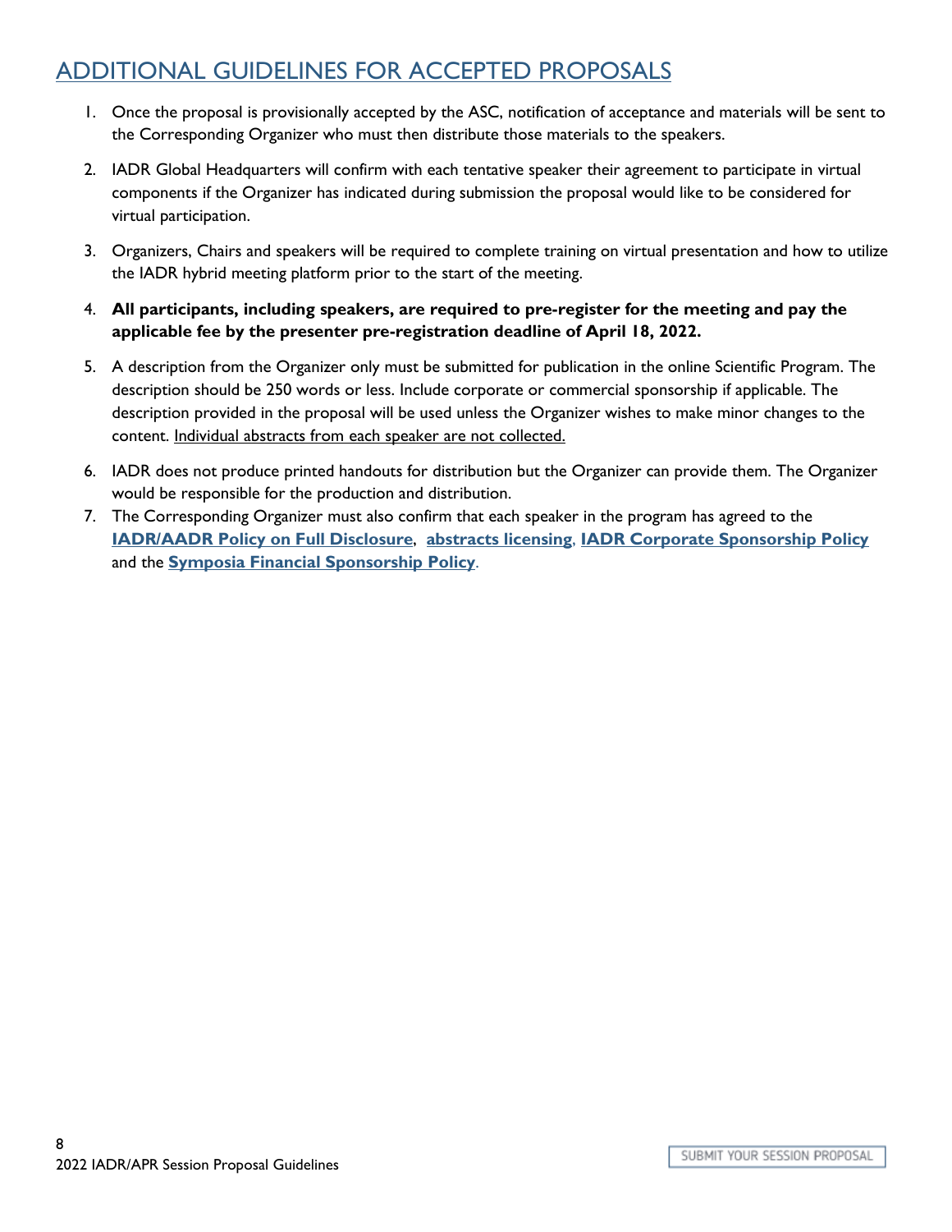## ADDITIONAL GUIDELINES FOR ACCEPTED PROPOSALS

1. Once the proposal is provisionally accepted by the ASC, notification of acceptance and materials will be sent to the Corresponding Organizer who must then distribute those materials to the speakers.
2. IADR Global Headquarters will confirm with each tentative speaker their agreement to participate in virtual components if the Organizer has indicated during submission the proposal would like to be considered for virtual participation.
3. Organizers, Chairs and speakers will be required to complete training on virtual presentation and how to utilize the IADR hybrid meeting platform prior to the start of the meeting.
4. **All participants, including speakers, are required to pre-register for the meeting and pay the applicable fee by the presenter pre-registration deadline of April 18, 2022.**
5. A description from the Organizer only must be submitted for publication in the online Scientific Program. The description should be 250 words or less. Include corporate or commercial sponsorship if applicable. The description provided in the proposal will be used unless the Organizer wishes to make minor changes to the content. Individual abstracts from each speaker are not collected.
6. IADR does not produce printed handouts for distribution but the Organizer can provide them. The Organizer would be responsible for the production and distribution.
7. The Corresponding Organizer must also confirm that each speaker in the program has agreed to the **IADR/AADR Policy on Full Disclosure**, **abstracts licensing**, **IADR Corporate Sponsorship Policy** and the **Symposia Financial Sponsorship Policy**.

SUBMIT YOUR SESSION PROPOSAL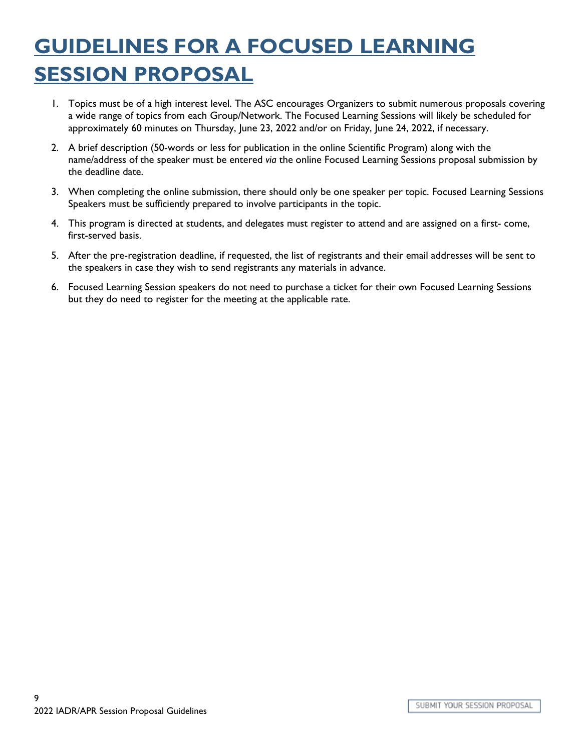# GUIDELINES FOR A FOCUSED LEARNING SESSION PROPOSAL

1. Topics must be of a high interest level. The ASC encourages Organizers to submit numerous proposals covering a wide range of topics from each Group/Network. The Focused Learning Sessions will likely be scheduled for approximately 60 minutes on Thursday, June 23, 2022 and/or on Friday, June 24, 2022, if necessary.
2. A brief description (50-words or less for publication in the online Scientific Program) along with the name/address of the speaker must be entered *via* the online Focused Learning Sessions proposal submission by the deadline date.
3. When completing the online submission, there should only be one speaker per topic. Focused Learning Sessions Speakers must be sufficiently prepared to involve participants in the topic.
4. This program is directed at students, and delegates must register to attend and are assigned on a first- come, first-served basis.
5. After the pre-registration deadline, if requested, the list of registrants and their email addresses will be sent to the speakers in case they wish to send registrants any materials in advance.
6. Focused Learning Session speakers do not need to purchase a ticket for their own Focused Learning Sessions but they do need to register for the meeting at the applicable rate.

SUBMIT YOUR SESSION PROPOSAL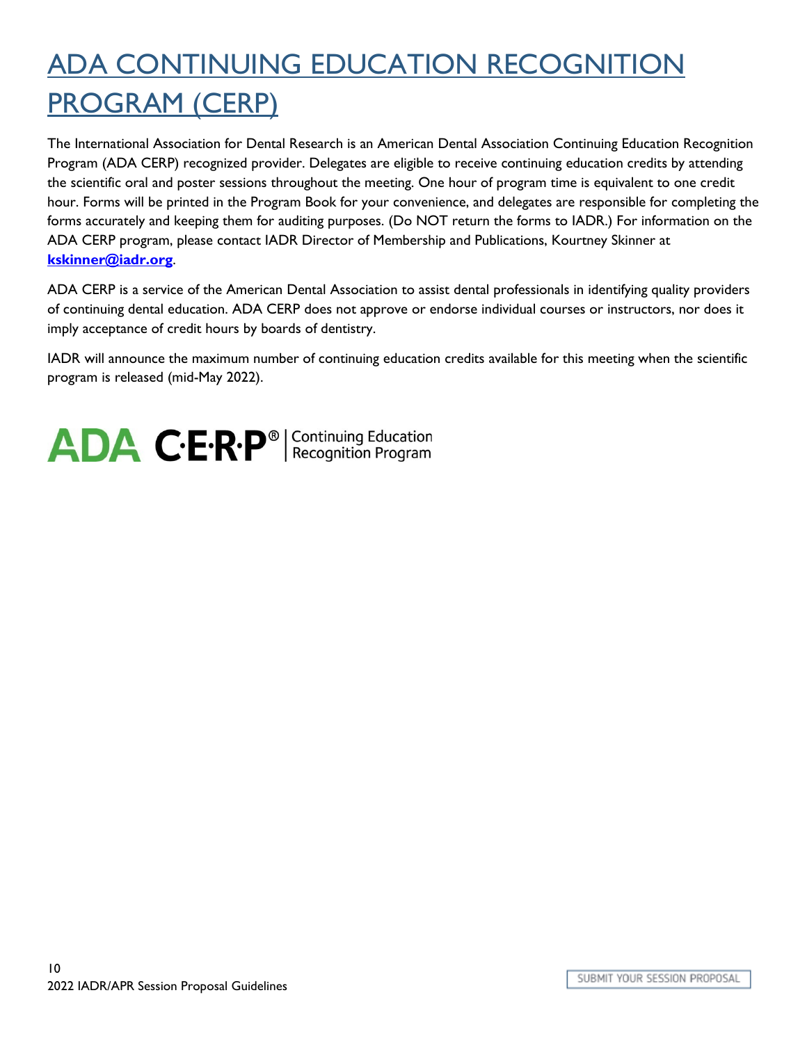# ADA CONTINUING EDUCATION RECOGNITION PROGRAM (CERP)

The International Association for Dental Research is an American Dental Association Continuing Education Recognition Program (ADA CERP) recognized provider. Delegates are eligible to receive continuing education credits by attending the scientific oral and poster sessions throughout the meeting. One hour of program time is equivalent to one credit hour. Forms will be printed in the Program Book for your convenience, and delegates are responsible for completing the forms accurately and keeping them for auditing purposes. (Do NOT return the forms to IADR.) For information on the ADA CERP program, please contact IADR Director of Membership and Publications, Kourtney Skinner at **kskinner@iadr.org**.

ADA CERP is a service of the American Dental Association to assist dental professionals in identifying quality providers of continuing dental education. ADA CERP does not approve or endorse individual courses or instructors, nor does it imply acceptance of credit hours by boards of dentistry.

IADR will announce the maximum number of continuing education credits available for this meeting when the scientific program is released (mid-May 2022).

ADA C·E·R·P® | Continuing Education Recognition Program